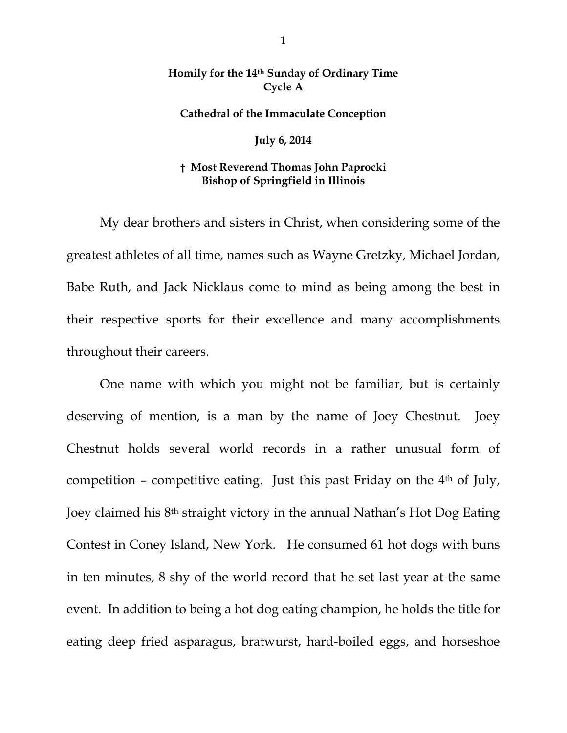**Homily for the 14th Sunday of Ordinary Time**
**Cycle A**

**Cathedral of the Immaculate Conception**

**July 6, 2014**

**† Most Reverend Thomas John Paprocki**
**Bishop of Springfield in Illinois**

My dear brothers and sisters in Christ, when considering some of the greatest athletes of all time, names such as Wayne Gretzky, Michael Jordan, Babe Ruth, and Jack Nicklaus come to mind as being among the best in their respective sports for their excellence and many accomplishments throughout their careers.

One name with which you might not be familiar, but is certainly deserving of mention, is a man by the name of Joey Chestnut. Joey Chestnut holds several world records in a rather unusual form of competition – competitive eating. Just this past Friday on the 4th of July, Joey claimed his 8th straight victory in the annual Nathan's Hot Dog Eating Contest in Coney Island, New York. He consumed 61 hot dogs with buns in ten minutes, 8 shy of the world record that he set last year at the same event. In addition to being a hot dog eating champion, he holds the title for eating deep fried asparagus, bratwurst, hard-boiled eggs, and horseshoe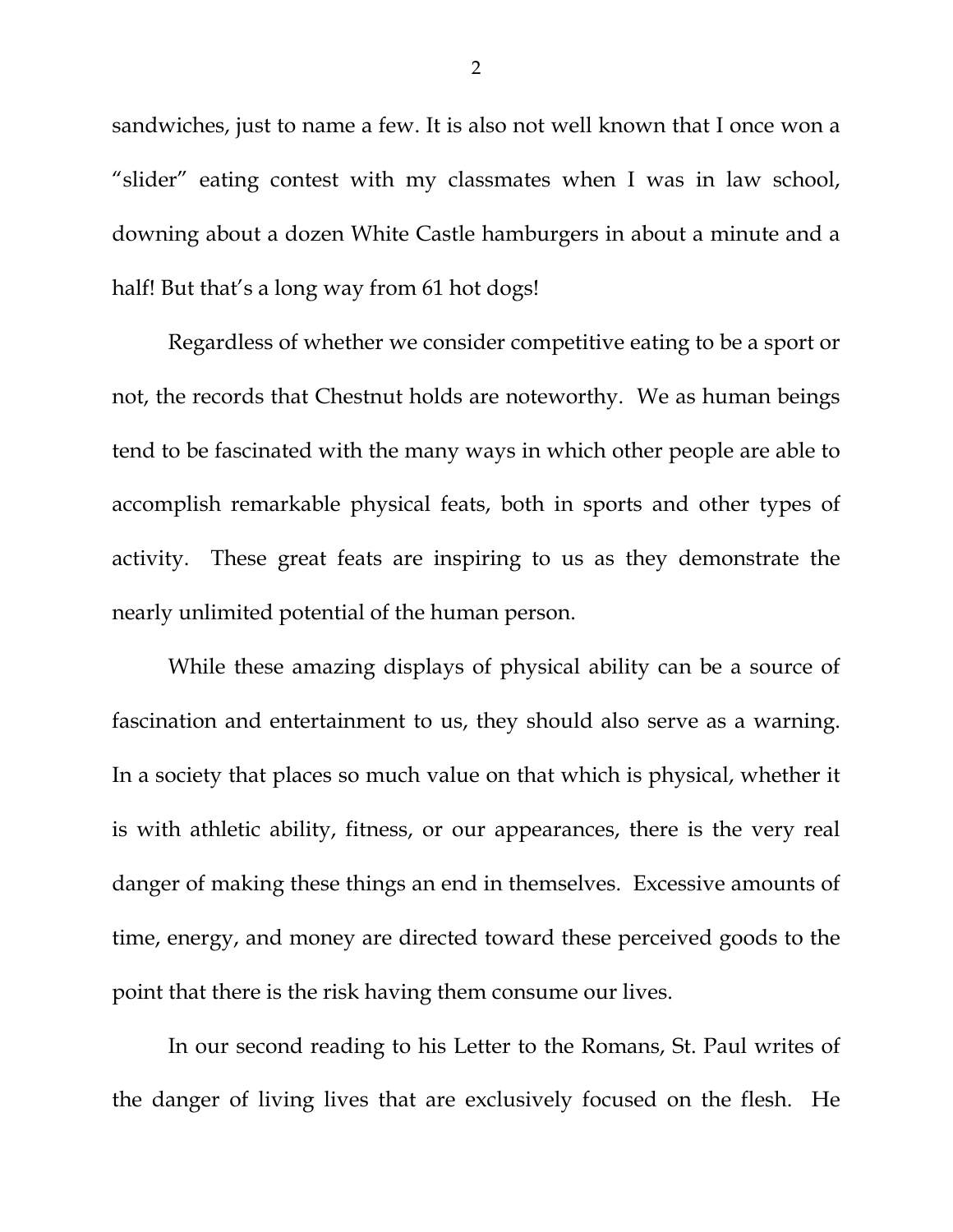sandwiches, just to name a few. It is also not well known that I once won a "slider" eating contest with my classmates when I was in law school, downing about a dozen White Castle hamburgers in about a minute and a half! But that's a long way from 61 hot dogs!

Regardless of whether we consider competitive eating to be a sport or not, the records that Chestnut holds are noteworthy. We as human beings tend to be fascinated with the many ways in which other people are able to accomplish remarkable physical feats, both in sports and other types of activity. These great feats are inspiring to us as they demonstrate the nearly unlimited potential of the human person.

While these amazing displays of physical ability can be a source of fascination and entertainment to us, they should also serve as a warning. In a society that places so much value on that which is physical, whether it is with athletic ability, fitness, or our appearances, there is the very real danger of making these things an end in themselves. Excessive amounts of time, energy, and money are directed toward these perceived goods to the point that there is the risk having them consume our lives.

In our second reading to his Letter to the Romans, St. Paul writes of the danger of living lives that are exclusively focused on the flesh. He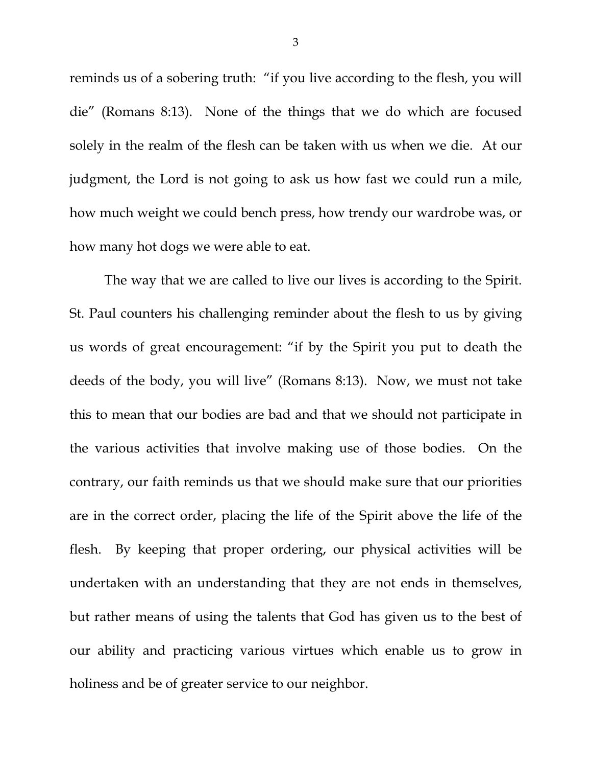reminds us of a sobering truth: "if you live according to the flesh, you will die" (Romans 8:13). None of the things that we do which are focused solely in the realm of the flesh can be taken with us when we die. At our judgment, the Lord is not going to ask us how fast we could run a mile, how much weight we could bench press, how trendy our wardrobe was, or how many hot dogs we were able to eat.

The way that we are called to live our lives is according to the Spirit. St. Paul counters his challenging reminder about the flesh to us by giving us words of great encouragement: "if by the Spirit you put to death the deeds of the body, you will live" (Romans 8:13). Now, we must not take this to mean that our bodies are bad and that we should not participate in the various activities that involve making use of those bodies. On the contrary, our faith reminds us that we should make sure that our priorities are in the correct order, placing the life of the Spirit above the life of the flesh. By keeping that proper ordering, our physical activities will be undertaken with an understanding that they are not ends in themselves, but rather means of using the talents that God has given us to the best of our ability and practicing various virtues which enable us to grow in holiness and be of greater service to our neighbor.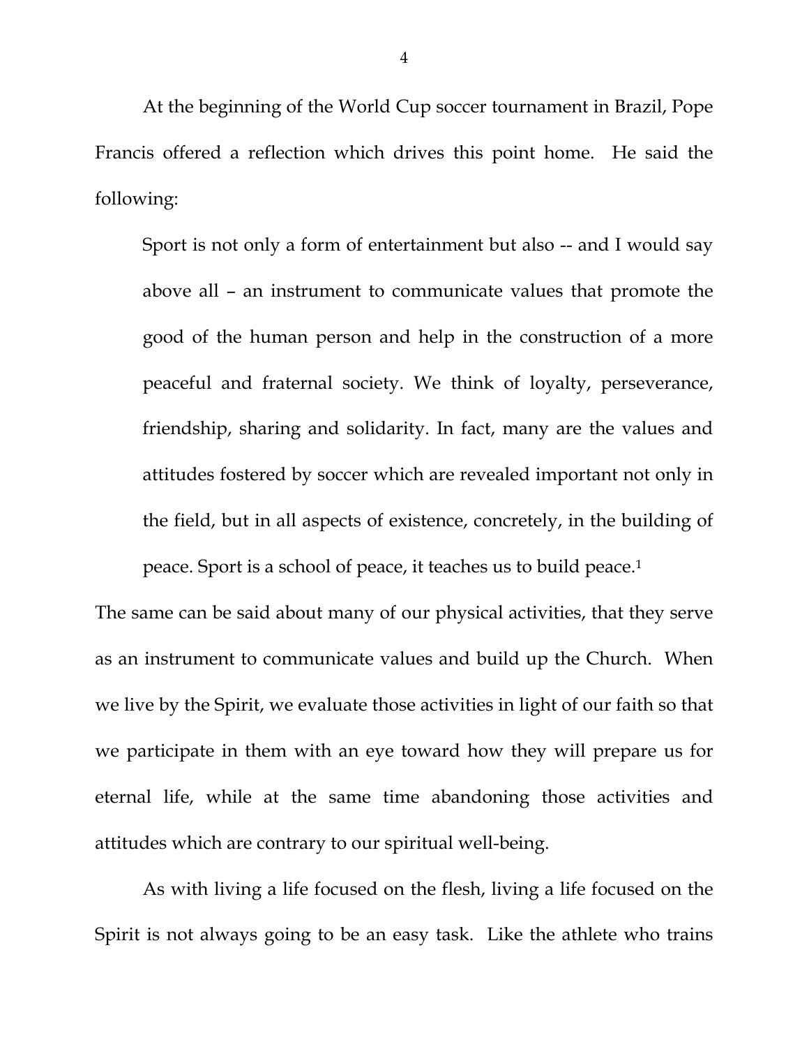At the beginning of the World Cup soccer tournament in Brazil, Pope Francis offered a reflection which drives this point home. He said the following:

> Sport is not only a form of entertainment but also -- and I would say above all – an instrument to communicate values that promote the good of the human person and help in the construction of a more peaceful and fraternal society. We think of loyalty, perseverance, friendship, sharing and solidarity. In fact, many are the values and attitudes fostered by soccer which are revealed important not only in the field, but in all aspects of existence, concretely, in the building of peace. Sport is a school of peace, it teaches us to build peace.[1]

The same can be said about many of our physical activities, that they serve as an instrument to communicate values and build up the Church. When we live by the Spirit, we evaluate those activities in light of our faith so that we participate in them with an eye toward how they will prepare us for eternal life, while at the same time abandoning those activities and attitudes which are contrary to our spiritual well-being.

As with living a life focused on the flesh, living a life focused on the Spirit is not always going to be an easy task. Like the athlete who trains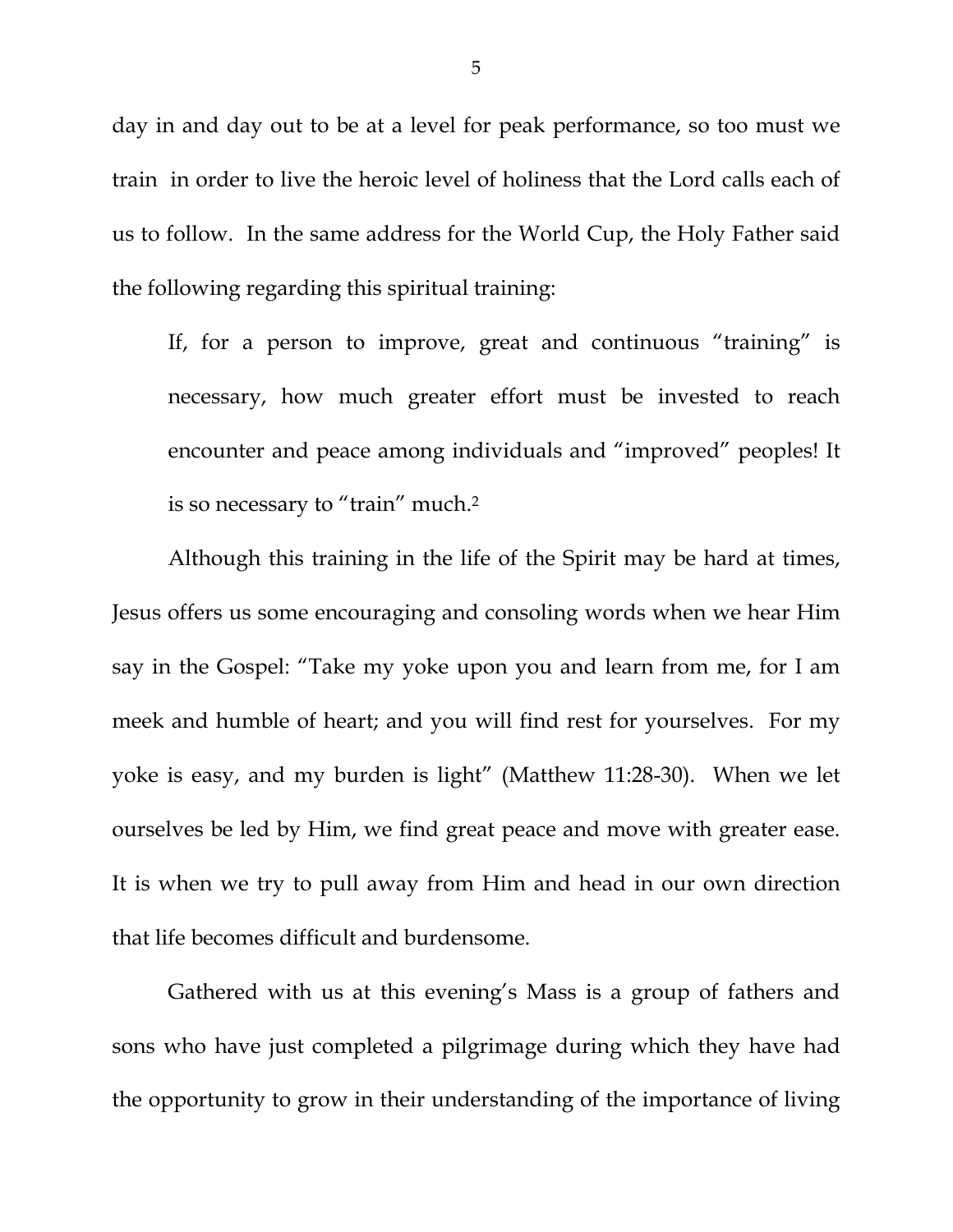day in and day out to be at a level for peak performance, so too must we train in order to live the heroic level of holiness that the Lord calls each of us to follow. In the same address for the World Cup, the Holy Father said the following regarding this spiritual training:

> If, for a person to improve, great and continuous "training" is necessary, how much greater effort must be invested to reach encounter and peace among individuals and "improved" peoples! It is so necessary to "train" much.[2]

Although this training in the life of the Spirit may be hard at times, Jesus offers us some encouraging and consoling words when we hear Him say in the Gospel: "Take my yoke upon you and learn from me, for I am meek and humble of heart; and you will find rest for yourselves. For my yoke is easy, and my burden is light" (Matthew 11:28-30). When we let ourselves be led by Him, we find great peace and move with greater ease. It is when we try to pull away from Him and head in our own direction that life becomes difficult and burdensome.

Gathered with us at this evening's Mass is a group of fathers and sons who have just completed a pilgrimage during which they have had the opportunity to grow in their understanding of the importance of living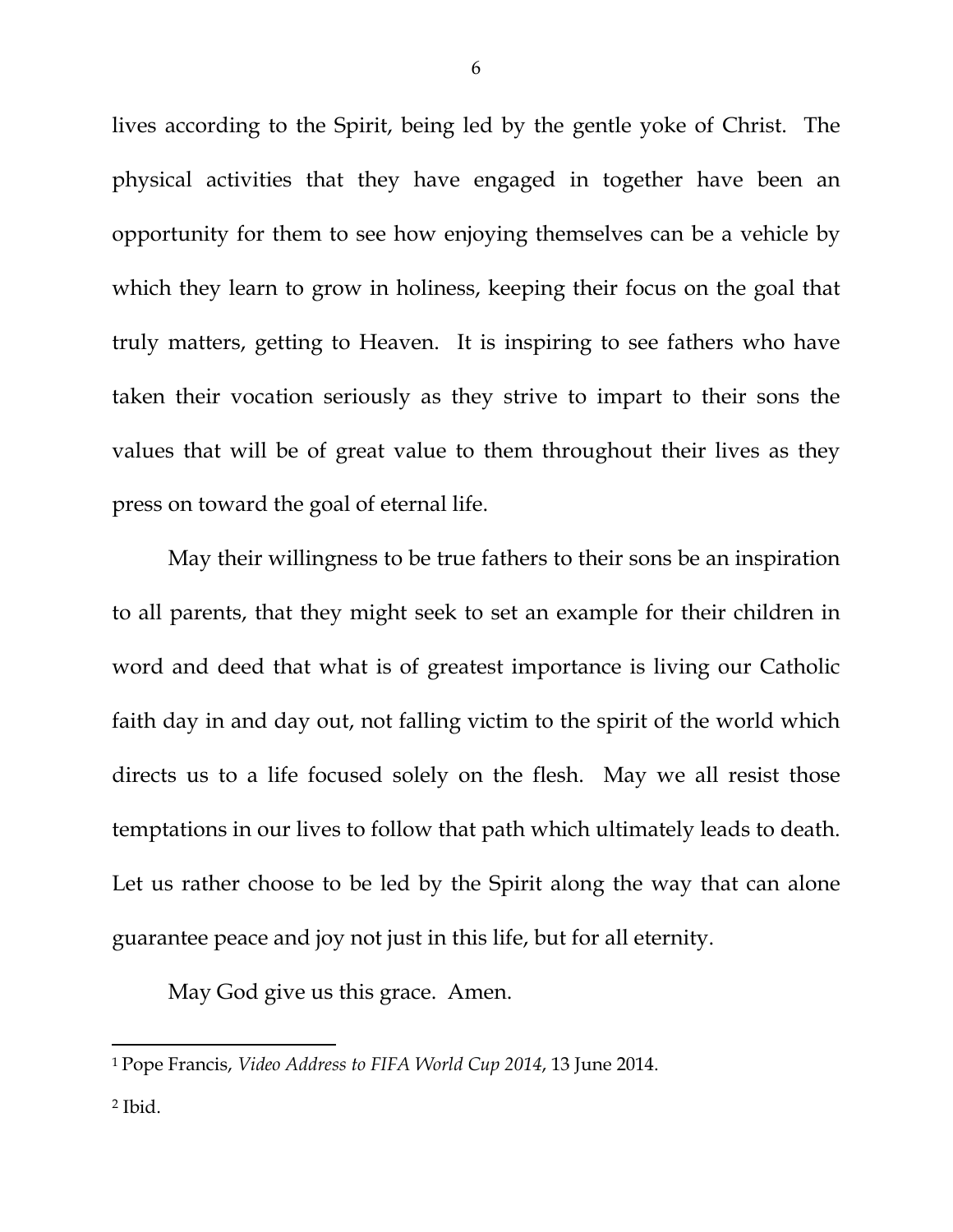lives according to the Spirit, being led by the gentle yoke of Christ. The physical activities that they have engaged in together have been an opportunity for them to see how enjoying themselves can be a vehicle by which they learn to grow in holiness, keeping their focus on the goal that truly matters, getting to Heaven. It is inspiring to see fathers who have taken their vocation seriously as they strive to impart to their sons the values that will be of great value to them throughout their lives as they press on toward the goal of eternal life.

May their willingness to be true fathers to their sons be an inspiration to all parents, that they might seek to set an example for their children in word and deed that what is of greatest importance is living our Catholic faith day in and day out, not falling victim to the spirit of the world which directs us to a life focused solely on the flesh. May we all resist those temptations in our lives to follow that path which ultimately leads to death. Let us rather choose to be led by the Spirit along the way that can alone guarantee peace and joy not just in this life, but for all eternity.

May God give us this grace. Amen.

---

[1] Pope Francis, *Video Address to FIFA World Cup 2014*, 13 June 2014.

[2] Ibid.